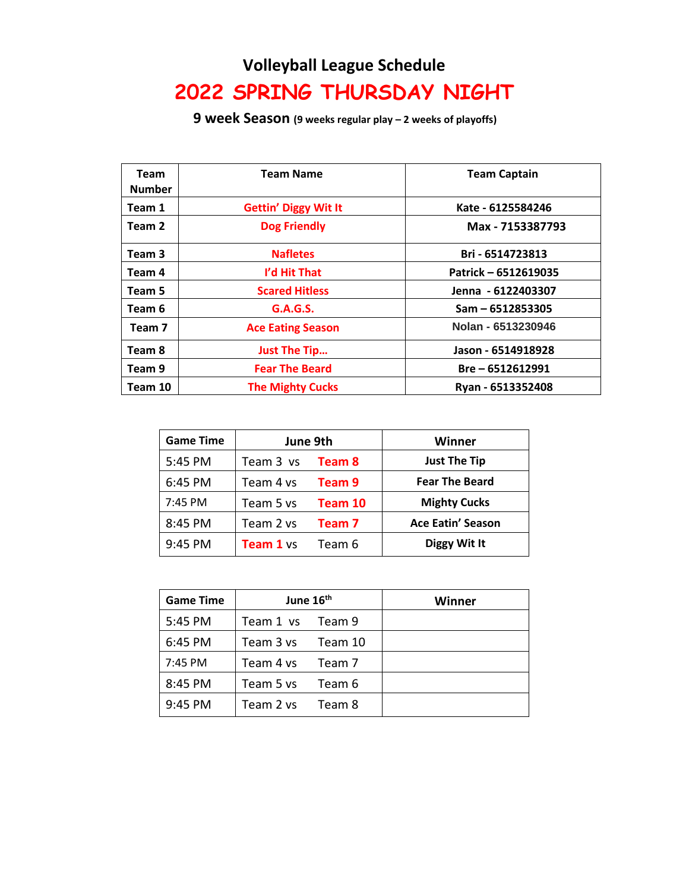# Volleyball League Schedule

## 2022 SPRING THURSDAY NIGHT

**9 week Season** **(9 weeks regular play – 2 weeks of playoffs)**

| Team Number | Team Name | Team Captain |
|---|---|---|
| **Team 1** | **Gettin' Diggy Wit It** | **Kate - 6125584246** |
| **Team 2** | **Dog Friendly** | **Max - 7153387793** |
| **Team 3** | **Nafletes** | **Bri - 6514723813** |
| **Team 4** | **I'd Hit That** | **Patrick – 6512619035** |
| **Team 5** | **Scared Hitless** | **Jenna - 6122403307** |
| **Team 6** | **G.A.G.S.** | **Sam – 6512853305** |
| **Team 7** | **Ace Eating Season** | **Nolan - 6513230946** |
| **Team 8** | **Just The Tip…** | **Jason - 6514918928** |
| **Team 9** | **Fear The Beard** | **Bre – 6512612991** |
| **Team 10** | **The Mighty Cucks** | **Ryan - 6513352408** |

| Game Time | June 9th | Winner |
|---|---|---|
| 5:45 PM | Team 3 vs **Team 8** | **Just The Tip** |
| 6:45 PM | Team 4 vs **Team 9** | **Fear The Beard** |
| 7:45 PM | Team 5 vs **Team 10** | **Mighty Cucks** |
| 8:45 PM | Team 2 vs **Team 7** | **Ace Eatin' Season** |
| 9:45 PM | **Team 1** vs Team 6 | **Diggy Wit It** |

| Game Time | June 16th | Winner |
|---|---|---|
| 5:45 PM | Team 1 vs Team 9 | |
| 6:45 PM | Team 3 vs Team 10 | |
| 7:45 PM | Team 4 vs Team 7 | |
| 8:45 PM | Team 5 vs Team 6 | |
| 9:45 PM | Team 2 vs Team 8 | |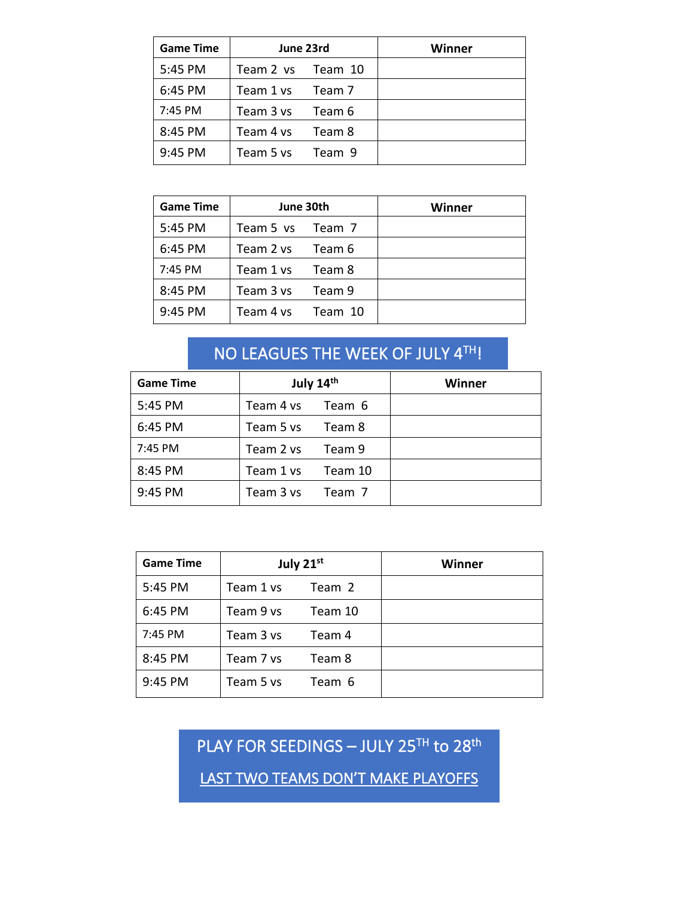| Game Time | June 23rd | Winner |
|---|---|---|
| 5:45 PM | Team 2 vs Team 10 | |
| 6:45 PM | Team 1 vs Team 7 | |
| 7:45 PM | Team 3 vs Team 6 | |
| 8:45 PM | Team 4 vs Team 8 | |
| 9:45 PM | Team 5 vs Team 9 | |

| Game Time | June 30th | Winner |
|---|---|---|
| 5:45 PM | Team 5 vs Team 7 | |
| 6:45 PM | Team 2 vs Team 6 | |
| 7:45 PM | Team 1 vs Team 8 | |
| 8:45 PM | Team 3 vs Team 9 | |
| 9:45 PM | Team 4 vs Team 10 | |

NO LEAGUES THE WEEK OF JULY 4TH!

| Game Time | July 14th | Winner |
|---|---|---|
| 5:45 PM | Team 4 vs Team 6 | |
| 6:45 PM | Team 5 vs Team 8 | |
| 7:45 PM | Team 2 vs Team 9 | |
| 8:45 PM | Team 1 vs Team 10 | |
| 9:45 PM | Team 3 vs Team 7 | |

| Game Time | July 21st | Winner |
|---|---|---|
| 5:45 PM | Team 1 vs Team 2 | |
| 6:45 PM | Team 9 vs Team 10 | |
| 7:45 PM | Team 3 vs Team 4 | |
| 8:45 PM | Team 7 vs Team 8 | |
| 9:45 PM | Team 5 vs Team 6 | |

PLAY FOR SEEDINGS – JULY 25TH to 28th

LAST TWO TEAMS DON'T MAKE PLAYOFFS